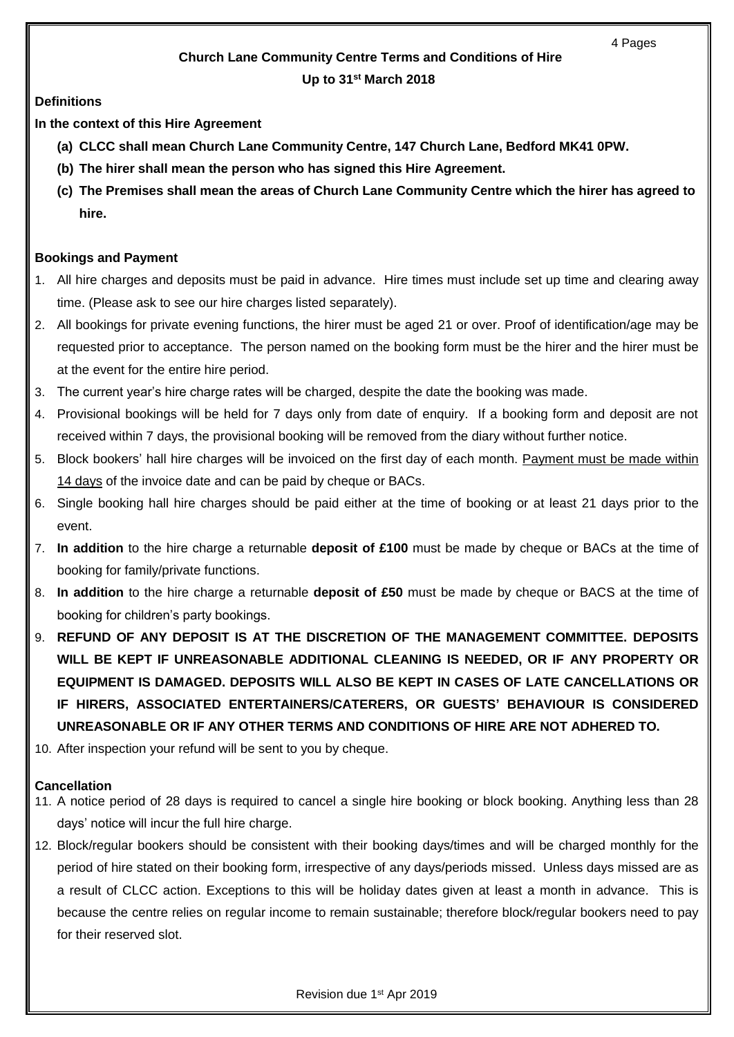# Church Lane Community Centre Terms and Conditions of Hire

**Up to 31st March 2018**

## Definitions

**In the context of this Hire Agreement**

- **(a) CLCC shall mean Church Lane Community Centre, 147 Church Lane, Bedford MK41 0PW.**
- **(b) The hirer shall mean the person who has signed this Hire Agreement.**
- **(c) The Premises shall mean the areas of Church Lane Community Centre which the hirer has agreed to hire.**

## Bookings and Payment

1. All hire charges and deposits must be paid in advance. Hire times must include set up time and clearing away time. (Please ask to see our hire charges listed separately).
2. All bookings for private evening functions, the hirer must be aged 21 or over. Proof of identification/age may be requested prior to acceptance. The person named on the booking form must be the hirer and the hirer must be at the event for the entire hire period.
3. The current year's hire charge rates will be charged, despite the date the booking was made.
4. Provisional bookings will be held for 7 days only from date of enquiry. If a booking form and deposit are not received within 7 days, the provisional booking will be removed from the diary without further notice.
5. Block bookers' hall hire charges will be invoiced on the first day of each month. Payment must be made within 14 days of the invoice date and can be paid by cheque or BACs.
6. Single booking hall hire charges should be paid either at the time of booking or at least 21 days prior to the event.
7. **In addition** to the hire charge a returnable **deposit of £100** must be made by cheque or BACs at the time of booking for family/private functions.
8. **In addition** to the hire charge a returnable **deposit of £50** must be made by cheque or BACS at the time of booking for children's party bookings.
9. **REFUND OF ANY DEPOSIT IS AT THE DISCRETION OF THE MANAGEMENT COMMITTEE. DEPOSITS WILL BE KEPT IF UNREASONABLE ADDITIONAL CLEANING IS NEEDED, OR IF ANY PROPERTY OR EQUIPMENT IS DAMAGED. DEPOSITS WILL ALSO BE KEPT IN CASES OF LATE CANCELLATIONS OR IF HIRERS, ASSOCIATED ENTERTAINERS/CATERERS, OR GUESTS' BEHAVIOUR IS CONSIDERED UNREASONABLE OR IF ANY OTHER TERMS AND CONDITIONS OF HIRE ARE NOT ADHERED TO.**
10. After inspection your refund will be sent to you by cheque.

## Cancellation

11. A notice period of 28 days is required to cancel a single hire booking or block booking. Anything less than 28 days' notice will incur the full hire charge.
12. Block/regular bookers should be consistent with their booking days/times and will be charged monthly for the period of hire stated on their booking form, irrespective of any days/periods missed. Unless days missed are as a result of CLCC action. Exceptions to this will be holiday dates given at least a month in advance. This is because the centre relies on regular income to remain sustainable; therefore block/regular bookers need to pay for their reserved slot.

Revision due 1st Apr 2019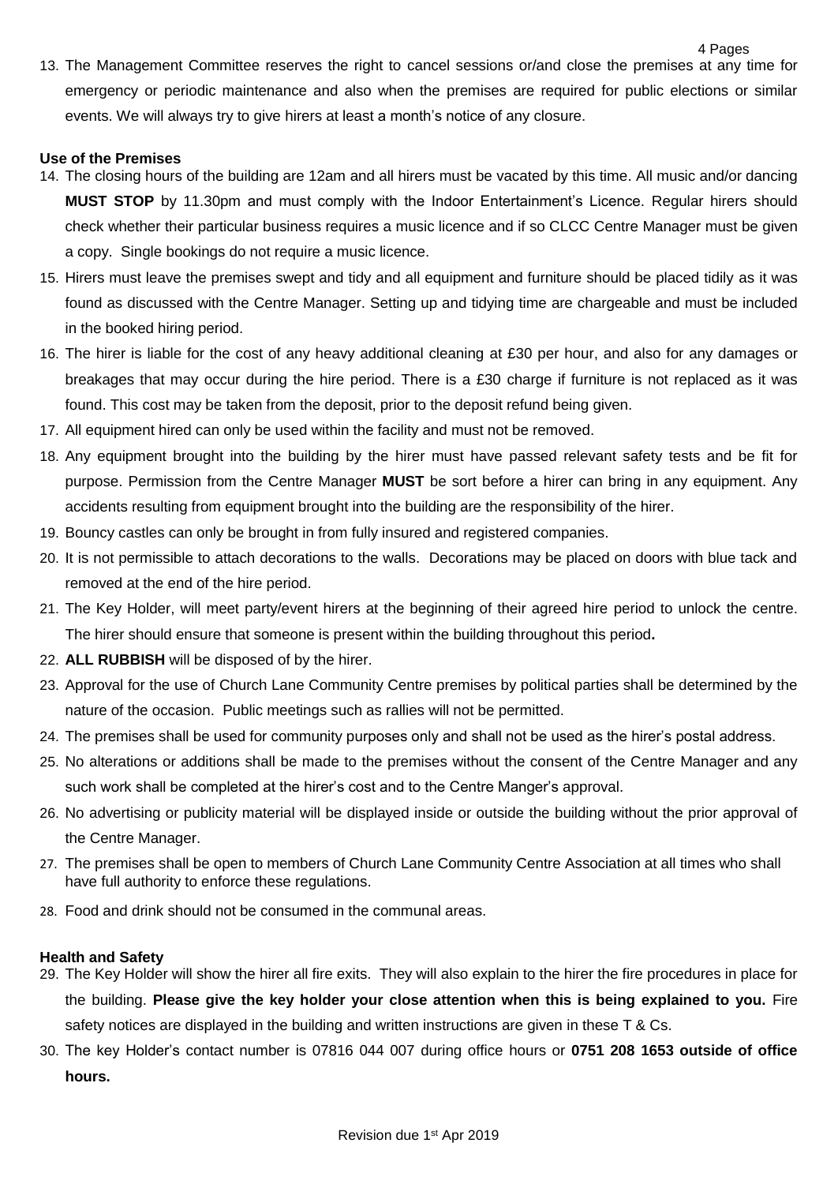13. The Management Committee reserves the right to cancel sessions or/and close the premises at any time for emergency or periodic maintenance and also when the premises are required for public elections or similar events. We will always try to give hirers at least a month's notice of any closure.

**Use of the Premises**

14. The closing hours of the building are 12am and all hirers must be vacated by this time. All music and/or dancing **MUST STOP** by 11.30pm and must comply with the Indoor Entertainment's Licence. Regular hirers should check whether their particular business requires a music licence and if so CLCC Centre Manager must be given a copy. Single bookings do not require a music licence.
15. Hirers must leave the premises swept and tidy and all equipment and furniture should be placed tidily as it was found as discussed with the Centre Manager. Setting up and tidying time are chargeable and must be included in the booked hiring period.
16. The hirer is liable for the cost of any heavy additional cleaning at £30 per hour, and also for any damages or breakages that may occur during the hire period. There is a £30 charge if furniture is not replaced as it was found. This cost may be taken from the deposit, prior to the deposit refund being given.
17. All equipment hired can only be used within the facility and must not be removed.
18. Any equipment brought into the building by the hirer must have passed relevant safety tests and be fit for purpose. Permission from the Centre Manager **MUST** be sort before a hirer can bring in any equipment. Any accidents resulting from equipment brought into the building are the responsibility of the hirer.
19. Bouncy castles can only be brought in from fully insured and registered companies.
20. It is not permissible to attach decorations to the walls. Decorations may be placed on doors with blue tack and removed at the end of the hire period.
21. The Key Holder, will meet party/event hirers at the beginning of their agreed hire period to unlock the centre. The hirer should ensure that someone is present within the building throughout this period**.**
22. **ALL RUBBISH** will be disposed of by the hirer.
23. Approval for the use of Church Lane Community Centre premises by political parties shall be determined by the nature of the occasion. Public meetings such as rallies will not be permitted.
24. The premises shall be used for community purposes only and shall not be used as the hirer's postal address.
25. No alterations or additions shall be made to the premises without the consent of the Centre Manager and any such work shall be completed at the hirer's cost and to the Centre Manger's approval.
26. No advertising or publicity material will be displayed inside or outside the building without the prior approval of the Centre Manager.
27. The premises shall be open to members of Church Lane Community Centre Association at all times who shall have full authority to enforce these regulations.
28. Food and drink should not be consumed in the communal areas.

**Health and Safety**

29. The Key Holder will show the hirer all fire exits. They will also explain to the hirer the fire procedures in place for the building. **Please give the key holder your close attention when this is being explained to you.** Fire safety notices are displayed in the building and written instructions are given in these T & Cs.
30. The key Holder's contact number is 07816 044 007 during office hours or **0751 208 1653 outside of office hours.**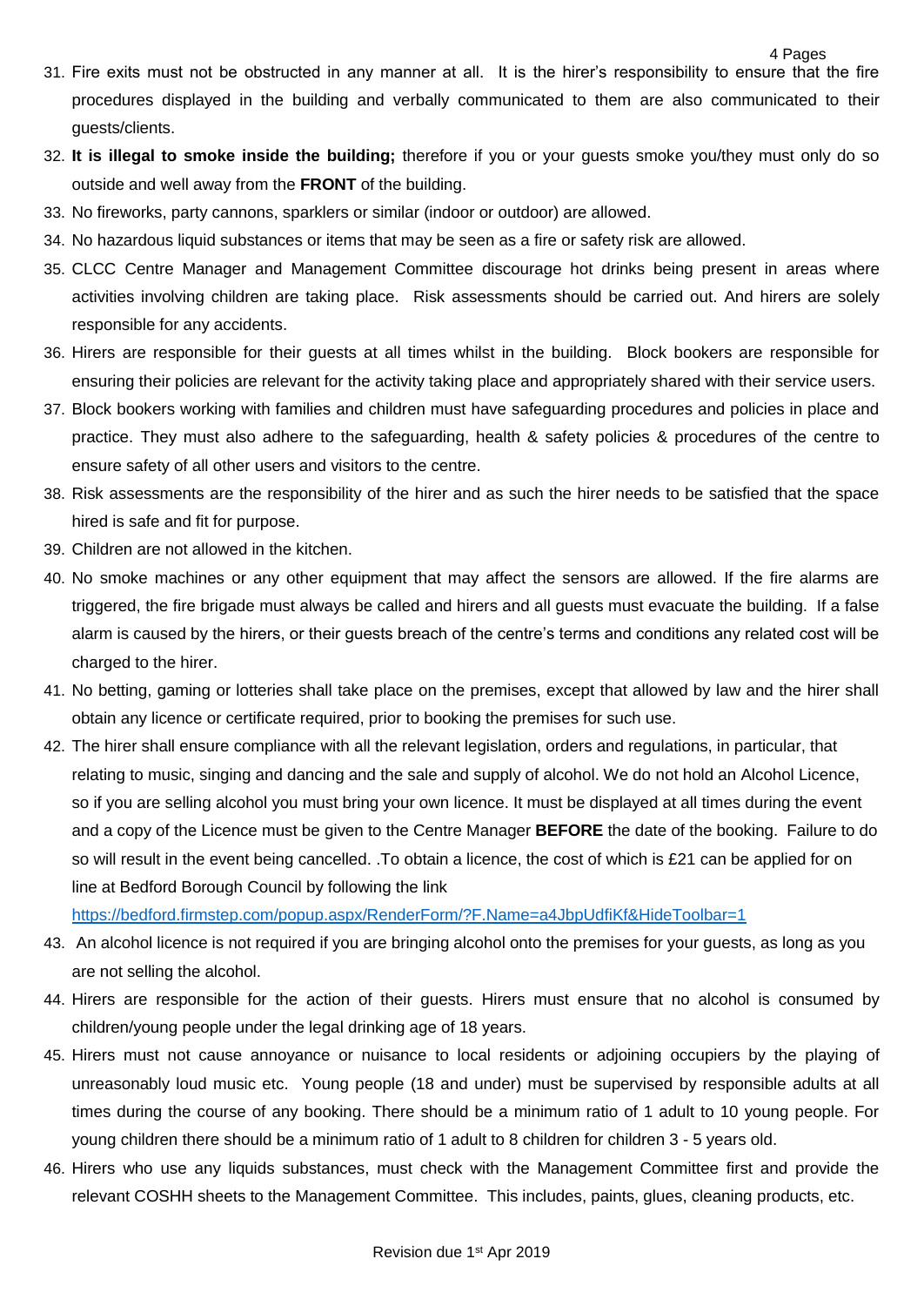31. Fire exits must not be obstructed in any manner at all. It is the hirer's responsibility to ensure that the fire procedures displayed in the building and verbally communicated to them are also communicated to their guests/clients.
32. **It is illegal to smoke inside the building;** therefore if you or your guests smoke you/they must only do so outside and well away from the **FRONT** of the building.
33. No fireworks, party cannons, sparklers or similar (indoor or outdoor) are allowed.
34. No hazardous liquid substances or items that may be seen as a fire or safety risk are allowed.
35. CLCC Centre Manager and Management Committee discourage hot drinks being present in areas where activities involving children are taking place. Risk assessments should be carried out. And hirers are solely responsible for any accidents.
36. Hirers are responsible for their guests at all times whilst in the building. Block bookers are responsible for ensuring their policies are relevant for the activity taking place and appropriately shared with their service users.
37. Block bookers working with families and children must have safeguarding procedures and policies in place and practice. They must also adhere to the safeguarding, health & safety policies & procedures of the centre to ensure safety of all other users and visitors to the centre.
38. Risk assessments are the responsibility of the hirer and as such the hirer needs to be satisfied that the space hired is safe and fit for purpose.
39. Children are not allowed in the kitchen.
40. No smoke machines or any other equipment that may affect the sensors are allowed. If the fire alarms are triggered, the fire brigade must always be called and hirers and all guests must evacuate the building. If a false alarm is caused by the hirers, or their guests breach of the centre's terms and conditions any related cost will be charged to the hirer.
41. No betting, gaming or lotteries shall take place on the premises, except that allowed by law and the hirer shall obtain any licence or certificate required, prior to booking the premises for such use.
42. The hirer shall ensure compliance with all the relevant legislation, orders and regulations, in particular, that relating to music, singing and dancing and the sale and supply of alcohol. We do not hold an Alcohol Licence, so if you are selling alcohol you must bring your own licence. It must be displayed at all times during the event and a copy of the Licence must be given to the Centre Manager **BEFORE** the date of the booking. Failure to do so will result in the event being cancelled. .To obtain a licence, the cost of which is £21 can be applied for on line at Bedford Borough Council by following the link https://bedford.firmstep.com/popup.aspx/RenderForm/?F.Name=a4JbpUdfiKf&HideToolbar=1
43. An alcohol licence is not required if you are bringing alcohol onto the premises for your guests, as long as you are not selling the alcohol.
44. Hirers are responsible for the action of their guests. Hirers must ensure that no alcohol is consumed by children/young people under the legal drinking age of 18 years.
45. Hirers must not cause annoyance or nuisance to local residents or adjoining occupiers by the playing of unreasonably loud music etc. Young people (18 and under) must be supervised by responsible adults at all times during the course of any booking. There should be a minimum ratio of 1 adult to 10 young people. For young children there should be a minimum ratio of 1 adult to 8 children for children 3 - 5 years old.
46. Hirers who use any liquids substances, must check with the Management Committee first and provide the relevant COSHH sheets to the Management Committee. This includes, paints, glues, cleaning products, etc.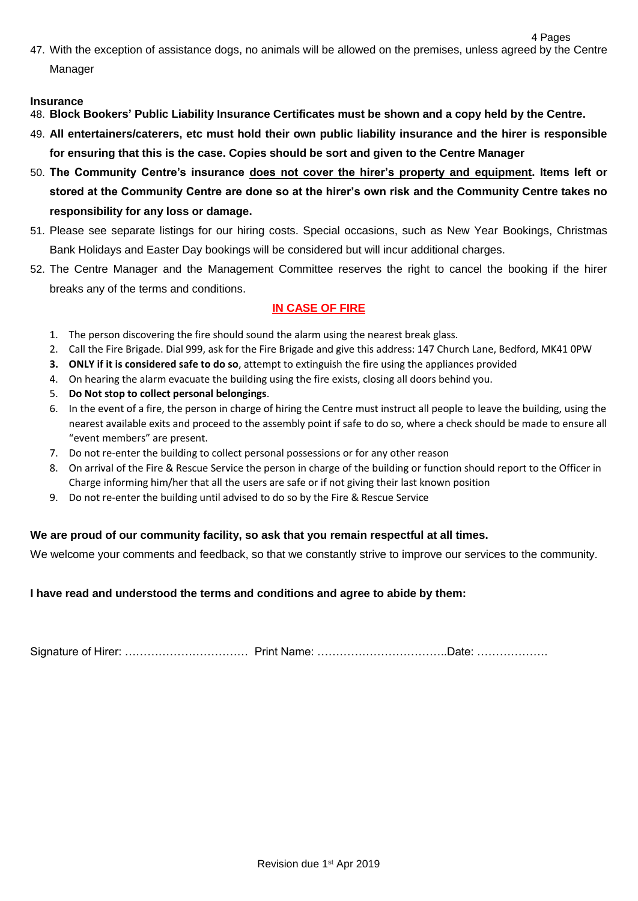47. With the exception of assistance dogs, no animals will be allowed on the premises, unless agreed by the Centre Manager

**Insurance**

48. **Block Bookers' Public Liability Insurance Certificates must be shown and a copy held by the Centre.**
49. **All entertainers/caterers, etc must hold their own public liability insurance and the hirer is responsible for ensuring that this is the case. Copies should be sort and given to the Centre Manager**
50. **The Community Centre's insurance <u>does not cover the hirer's property and equipment</u>. Items left or stored at the Community Centre are done so at the hirer's own risk and the Community Centre takes no responsibility for any loss or damage.**
51. Please see separate listings for our hiring costs. Special occasions, such as New Year Bookings, Christmas Bank Holidays and Easter Day bookings will be considered but will incur additional charges.
52. The Centre Manager and the Management Committee reserves the right to cancel the booking if the hirer breaks any of the terms and conditions.

## IN CASE OF FIRE

1. The person discovering the fire should sound the alarm using the nearest break glass.
2. Call the Fire Brigade. Dial 999, ask for the Fire Brigade and give this address: 147 Church Lane, Bedford, MK41 0PW
3. **ONLY if it is considered safe to do so**, attempt to extinguish the fire using the appliances provided
4. On hearing the alarm evacuate the building using the fire exists, closing all doors behind you.
5. **Do Not stop to collect personal belongings**.
6. In the event of a fire, the person in charge of hiring the Centre must instruct all people to leave the building, using the nearest available exits and proceed to the assembly point if safe to do so, where a check should be made to ensure all "event members" are present.
7. Do not re-enter the building to collect personal possessions or for any other reason
8. On arrival of the Fire & Rescue Service the person in charge of the building or function should report to the Officer in Charge informing him/her that all the users are safe or if not giving their last known position
9. Do not re-enter the building until advised to do so by the Fire & Rescue Service

**We are proud of our community facility, so ask that you remain respectful at all times.**

We welcome your comments and feedback, so that we constantly strive to improve our services to the community.

**I have read and understood the terms and conditions and agree to abide by them:**

Signature of Hirer: …………………………… Print Name: ……………………………..Date: ……………….

Revision due 1st Apr 2019